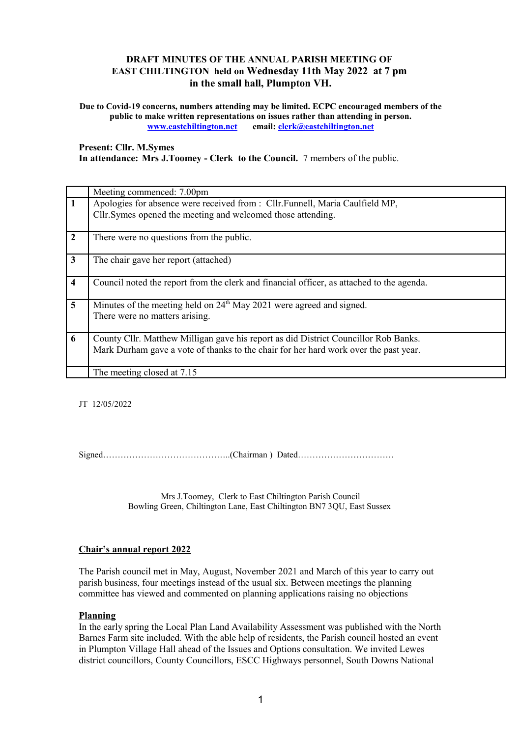**DRAFT MINUTES OF THE ANNUAL PARISH MEETING OF EAST CHILTINGTON held on Wednesday 11th May 2022 at 7 pm in the small hall, Plumpton VH.**

**Due to Covid-19 concerns, numbers attending may be limited. ECPC encouraged members of the public to make written representations on issues rather than attending in person.**
**[www.eastchiltington.net](http://www.eastchiltington.net) email: [clerk@eastchiltington.net](mailto:clerk@eastchiltington.net)**

**Present: Cllr. M.Symes**
**In attendance: Mrs J.Toomey - Clerk to the Council.** 7 members of the public.

| | Meeting commenced: 7.00pm |
|---|---|
| **1** | Apologies for absence were received from : Cllr.Funnell, Maria Caulfield MP,<br>Cllr.Symes opened the meeting and welcomed those attending. |
| **2** | There were no questions from the public. |
| **3** | The chair gave her report (attached) |
| **4** | Council noted the report from the clerk and financial officer, as attached to the agenda. |
| **5** | Minutes of the meeting held on 24th May 2021 were agreed and signed.<br>There were no matters arising. |
| **6** | County Cllr. Matthew Milligan gave his report as did District Councillor Rob Banks.<br>Mark Durham gave a vote of thanks to the chair for her hard work over the past year. |
| | The meeting closed at 7.15 |

JT 12/05/2022

Signed……………………………………..(Chairman ) Dated……………………………

Mrs J.Toomey, Clerk to East Chiltington Parish Council
Bowling Green, Chiltington Lane, East Chiltington BN7 3QU, East Sussex

## Chair's annual report 2022

The Parish council met in May, August, November 2021 and March of this year to carry out parish business, four meetings instead of the usual six. Between meetings the planning committee has viewed and commented on planning applications raising no objections

### Planning

In the early spring the Local Plan Land Availability Assessment was published with the North Barnes Farm site included. With the able help of residents, the Parish council hosted an event in Plumpton Village Hall ahead of the Issues and Options consultation. We invited Lewes district councillors, County Councillors, ESCC Highways personnel, South Downs National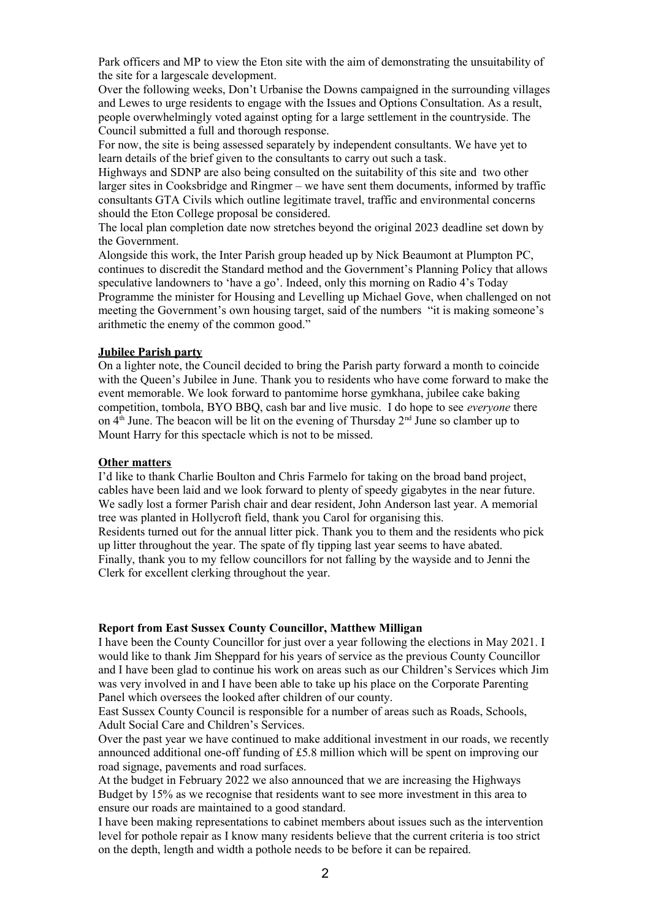Park officers and MP to view the Eton site with the aim of demonstrating the unsuitability of the site for a largescale development.

Over the following weeks, Don't Urbanise the Downs campaigned in the surrounding villages and Lewes to urge residents to engage with the Issues and Options Consultation. As a result, people overwhelmingly voted against opting for a large settlement in the countryside. The Council submitted a full and thorough response.

For now, the site is being assessed separately by independent consultants. We have yet to learn details of the brief given to the consultants to carry out such a task.

Highways and SDNP are also being consulted on the suitability of this site and two other larger sites in Cooksbridge and Ringmer – we have sent them documents, informed by traffic consultants GTA Civils which outline legitimate travel, traffic and environmental concerns should the Eton College proposal be considered.

The local plan completion date now stretches beyond the original 2023 deadline set down by the Government.

Alongside this work, the Inter Parish group headed up by Nick Beaumont at Plumpton PC, continues to discredit the Standard method and the Government's Planning Policy that allows speculative landowners to 'have a go'. Indeed, only this morning on Radio 4's Today Programme the minister for Housing and Levelling up Michael Gove, when challenged on not meeting the Government's own housing target, said of the numbers "it is making someone's arithmetic the enemy of the common good."

**Jubilee Parish party**

On a lighter note, the Council decided to bring the Parish party forward a month to coincide with the Queen's Jubilee in June. Thank you to residents who have come forward to make the event memorable. We look forward to pantomime horse gymkhana, jubilee cake baking competition, tombola, BYO BBQ, cash bar and live music. I do hope to see *everyone* there on 4th June. The beacon will be lit on the evening of Thursday 2nd June so clamber up to Mount Harry for this spectacle which is not to be missed.

**Other matters**

I'd like to thank Charlie Boulton and Chris Farmelo for taking on the broad band project, cables have been laid and we look forward to plenty of speedy gigabytes in the near future.

We sadly lost a former Parish chair and dear resident, John Anderson last year. A memorial tree was planted in Hollycroft field, thank you Carol for organising this.

Residents turned out for the annual litter pick. Thank you to them and the residents who pick up litter throughout the year. The spate of fly tipping last year seems to have abated.

Finally, thank you to my fellow councillors for not falling by the wayside and to Jenni the Clerk for excellent clerking throughout the year.

**Report from East Sussex County Councillor, Matthew Milligan**

I have been the County Councillor for just over a year following the elections in May 2021. I would like to thank Jim Sheppard for his years of service as the previous County Councillor and I have been glad to continue his work on areas such as our Children's Services which Jim was very involved in and I have been able to take up his place on the Corporate Parenting Panel which oversees the looked after children of our county.

East Sussex County Council is responsible for a number of areas such as Roads, Schools, Adult Social Care and Children's Services.

Over the past year we have continued to make additional investment in our roads, we recently announced additional one-off funding of £5.8 million which will be spent on improving our road signage, pavements and road surfaces.

At the budget in February 2022 we also announced that we are increasing the Highways Budget by 15% as we recognise that residents want to see more investment in this area to ensure our roads are maintained to a good standard.

I have been making representations to cabinet members about issues such as the intervention level for pothole repair as I know many residents believe that the current criteria is too strict on the depth, length and width a pothole needs to be before it can be repaired.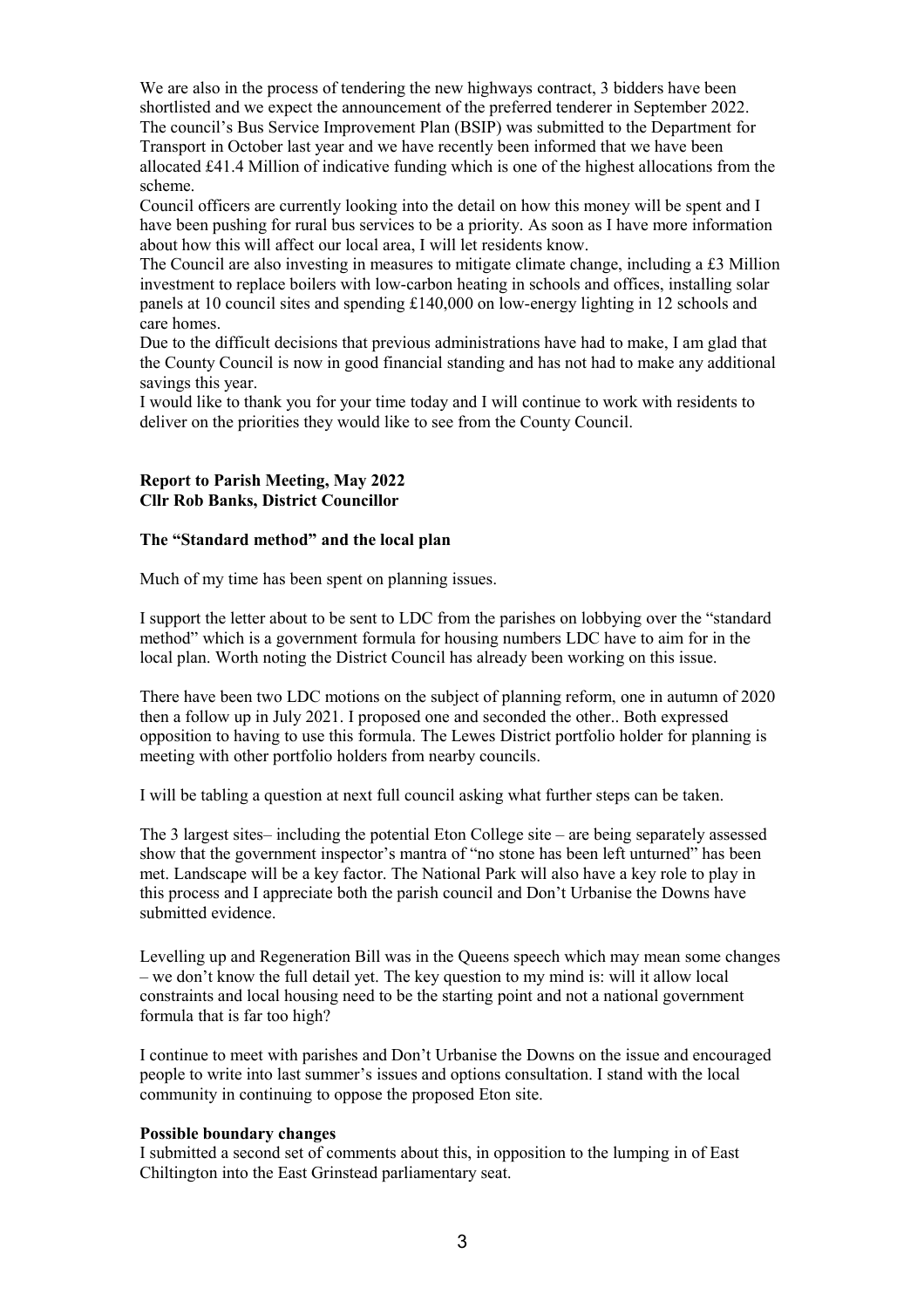We are also in the process of tendering the new highways contract, 3 bidders have been shortlisted and we expect the announcement of the preferred tenderer in September 2022.
The council's Bus Service Improvement Plan (BSIP) was submitted to the Department for Transport in October last year and we have recently been informed that we have been allocated £41.4 Million of indicative funding which is one of the highest allocations from the scheme.
Council officers are currently looking into the detail on how this money will be spent and I have been pushing for rural bus services to be a priority. As soon as I have more information about how this will affect our local area, I will let residents know.
The Council are also investing in measures to mitigate climate change, including a £3 Million investment to replace boilers with low-carbon heating in schools and offices, installing solar panels at 10 council sites and spending £140,000 on low-energy lighting in 12 schools and care homes.
Due to the difficult decisions that previous administrations have had to make, I am glad that the County Council is now in good financial standing and has not had to make any additional savings this year.
I would like to thank you for your time today and I will continue to work with residents to deliver on the priorities they would like to see from the County Council.

**Report to Parish Meeting, May 2022**
**Cllr Rob Banks, District Councillor**

**The "Standard method" and the local plan**

Much of my time has been spent on planning issues.

I support the letter about to be sent to LDC from the parishes on lobbying over the "standard method" which is a government formula for housing numbers LDC have to aim for in the local plan. Worth noting the District Council has already been working on this issue.

There have been two LDC motions on the subject of planning reform, one in autumn of 2020 then a follow up in July 2021. I proposed one and seconded the other.. Both expressed opposition to having to use this formula. The Lewes District portfolio holder for planning is meeting with other portfolio holders from nearby councils.

I will be tabling a question at next full council asking what further steps can be taken.

The 3 largest sites– including the potential Eton College site – are being separately assessed show that the government inspector's mantra of "no stone has been left unturned" has been met. Landscape will be a key factor. The National Park will also have a key role to play in this process and I appreciate both the parish council and Don't Urbanise the Downs have submitted evidence.

Levelling up and Regeneration Bill was in the Queens speech which may mean some changes – we don't know the full detail yet. The key question to my mind is: will it allow local constraints and local housing need to be the starting point and not a national government formula that is far too high?

I continue to meet with parishes and Don't Urbanise the Downs on the issue and encouraged people to write into last summer's issues and options consultation. I stand with the local community in continuing to oppose the proposed Eton site.

**Possible boundary changes**
I submitted a second set of comments about this, in opposition to the lumping in of East Chiltington into the East Grinstead parliamentary seat.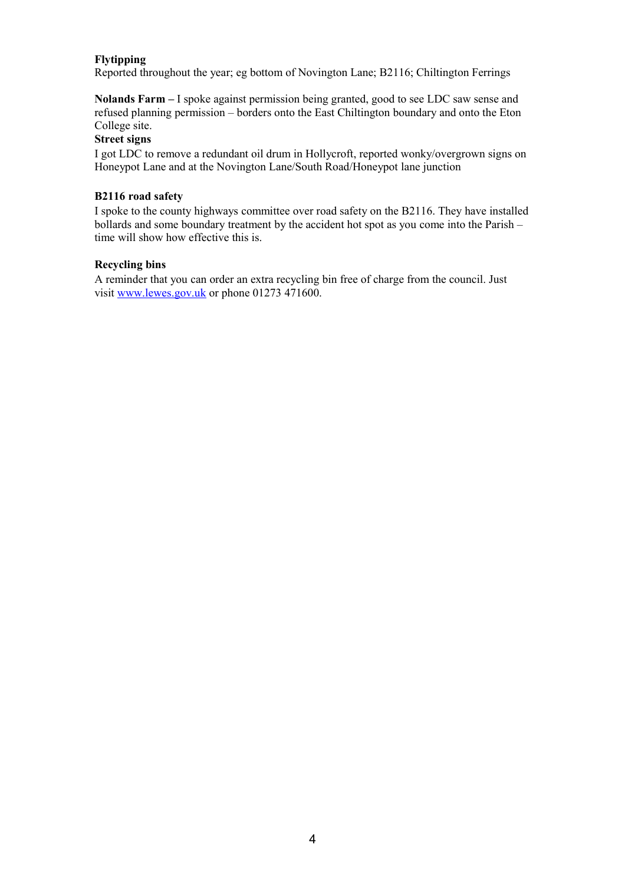**Flytipping**
Reported throughout the year; eg bottom of Novington Lane; B2116; Chiltington Ferrings

**Nolands Farm –** I spoke against permission being granted, good to see LDC saw sense and refused planning permission – borders onto the East Chiltington boundary and onto the Eton College site.

**Street signs**
I got LDC to remove a redundant oil drum in Hollycroft, reported wonky/overgrown signs on Honeypot Lane and at the Novington Lane/South Road/Honeypot lane junction

**B2116 road safety**
I spoke to the county highways committee over road safety on the B2116. They have installed bollards and some boundary treatment by the accident hot spot as you come into the Parish – time will show how effective this is.

**Recycling bins**
A reminder that you can order an extra recycling bin free of charge from the council. Just visit [www.lewes.gov.uk](http://www.lewes.gov.uk) or phone 01273 471600.